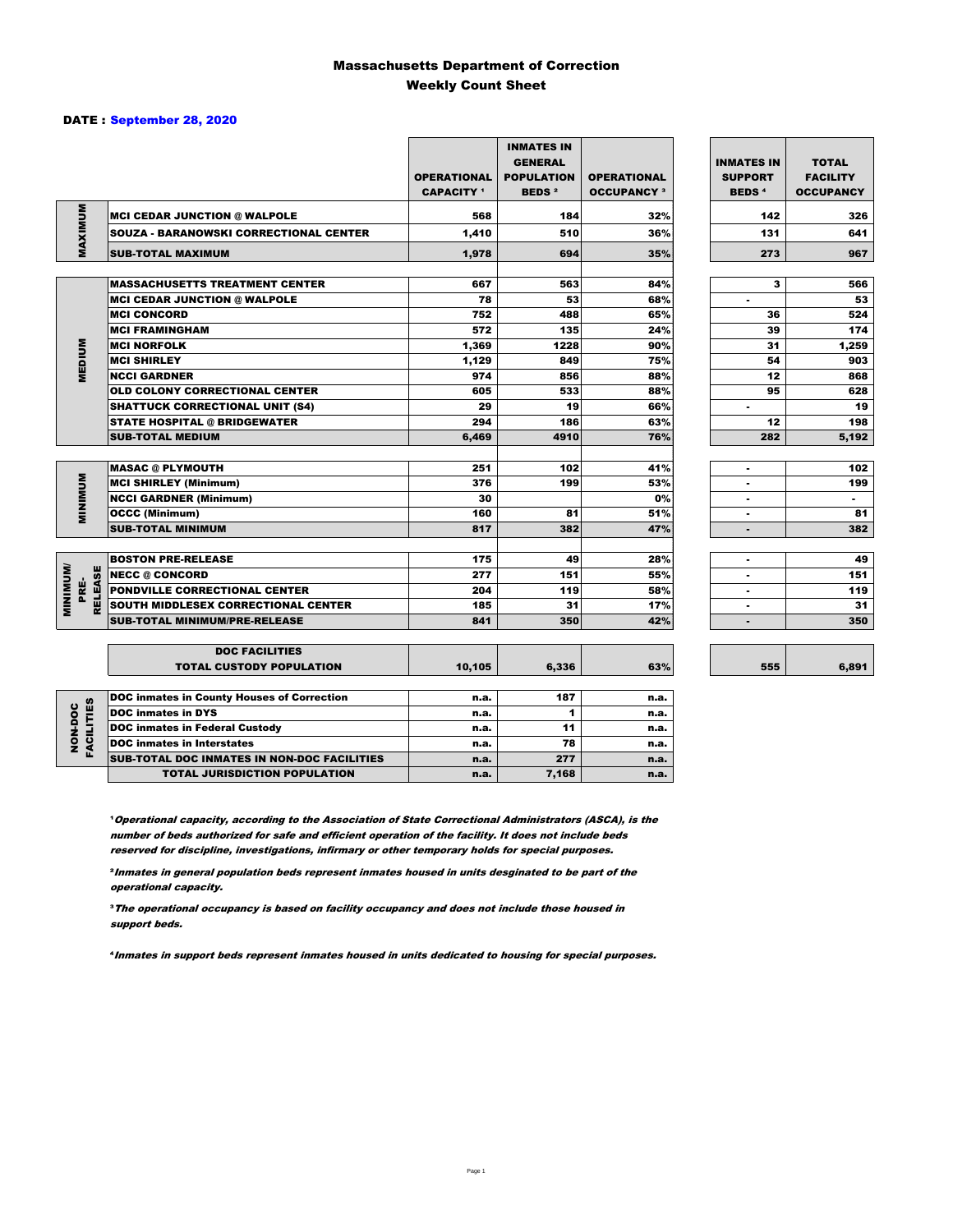# Massachusetts Department of Correction
## Weekly Count Sheet

**DATE : September 28, 2020**

| | | OPERATIONAL CAPACITY [1] | INMATES IN GENERAL POPULATION BEDS [2] | OPERATIONAL OCCUPANCY [3] | INMATES IN SUPPORT BEDS [4] | TOTAL FACILITY OCCUPANCY |
|---|---|---|---|---|---|---|
| MAXIMUM | MCI CEDAR JUNCTION @ WALPOLE | 568 | 184 | 32% | 142 | 326 |
| | SOUZA - BARANOWSKI CORRECTIONAL CENTER | 1,410 | 510 | 36% | 131 | 641 |
| | SUB-TOTAL MAXIMUM | 1,978 | 694 | 35% | 273 | 967 |
| MEDIUM | MASSACHUSETTS TREATMENT CENTER | 667 | 563 | 84% | 3 | 566 |
| | MCI CEDAR JUNCTION @ WALPOLE | 78 | 53 | 68% | - | 53 |
| | MCI CONCORD | 752 | 488 | 65% | 36 | 524 |
| | MCI FRAMINGHAM | 572 | 135 | 24% | 39 | 174 |
| | MCI NORFOLK | 1,369 | 1228 | 90% | 31 | 1,259 |
| | MCI SHIRLEY | 1,129 | 849 | 75% | 54 | 903 |
| | NCCI GARDNER | 974 | 856 | 88% | 12 | 868 |
| | OLD COLONY CORRECTIONAL CENTER | 605 | 533 | 88% | 95 | 628 |
| | SHATTUCK CORRECTIONAL UNIT (S4) | 29 | 19 | 66% | - | 19 |
| | STATE HOSPITAL @ BRIDGEWATER | 294 | 186 | 63% | 12 | 198 |
| | SUB-TOTAL MEDIUM | 6,469 | 4910 | 76% | 282 | 5,192 |
| MINIMUM | MASAC @ PLYMOUTH | 251 | 102 | 41% | - | 102 |
| | MCI SHIRLEY (Minimum) | 376 | 199 | 53% | - | 199 |
| | NCCI GARDNER (Minimum) | 30 | | 0% | - | - |
| | OCCC (Minimum) | 160 | 81 | 51% | - | 81 |
| | SUB-TOTAL MINIMUM | 817 | 382 | 47% | - | 382 |
| MINIMUM/ PRE-RELEASE | BOSTON PRE-RELEASE | 175 | 49 | 28% | - | 49 |
| | NECC @ CONCORD | 277 | 151 | 55% | - | 151 |
| | PONDVILLE CORRECTIONAL CENTER | 204 | 119 | 58% | - | 119 |
| | SOUTH MIDDLESEX CORRECTIONAL CENTER | 185 | 31 | 17% | - | 31 |
| | SUB-TOTAL MINIMUM/PRE-RELEASE | 841 | 350 | 42% | - | 350 |
| | DOC FACILITIES TOTAL CUSTODY POPULATION | 10,105 | 6,336 | 63% | 555 | 6,891 |
| NON-DOC FACILITIES | DOC inmates in County Houses of Correction | n.a. | 187 | n.a. | | |
| | DOC inmates in DYS | n.a. | 1 | n.a. | | |
| | DOC inmates in Federal Custody | n.a. | 11 | n.a. | | |
| | DOC inmates in Interstates | n.a. | 78 | n.a. | | |
| | SUB-TOTAL DOC INMATES IN NON-DOC FACILITIES | n.a. | 277 | n.a. | | |
| | TOTAL JURISDICTION POPULATION | n.a. | 7,168 | n.a. | | |

[1] *Operational capacity, according to the Association of State Correctional Administrators (ASCA), is the number of beds authorized for safe and efficient operation of the facility. It does not include beds reserved for discipline, investigations, infirmary or other temporary holds for special purposes.*

[2] *Inmates in general population beds represent inmates housed in units desginated to be part of the operational capacity.*

[3] *The operational occupancy is based on facility occupancy and does not include those housed in support beds.*

[4] *Inmates in support beds represent inmates housed in units dedicated to housing for special purposes.*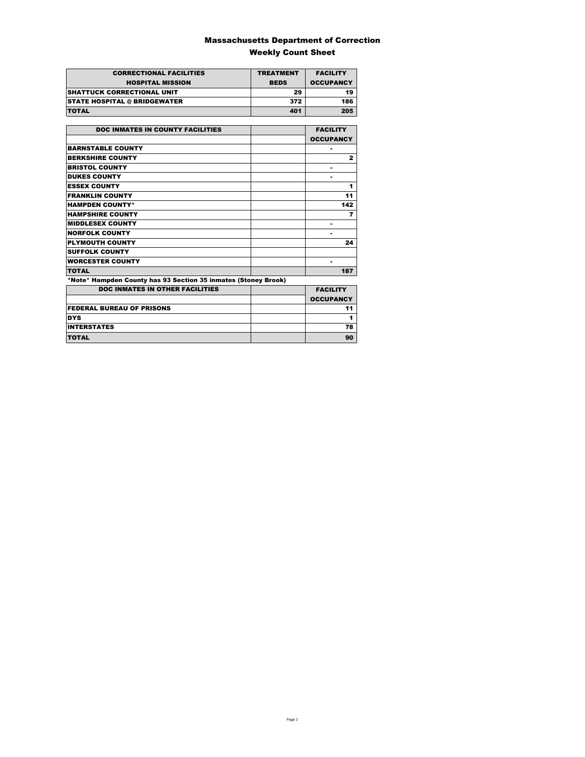# Massachusetts Department of Correction

## Weekly Count Sheet

| CORRECTIONAL FACILITIES HOSPITAL MISSION | TREATMENT BEDS | FACILITY OCCUPANCY |
|---|---|---|
| SHATTUCK CORRECTIONAL UNIT | 29 | 19 |
| STATE HOSPITAL @ BRIDGEWATER | 372 | 186 |
| TOTAL | 401 | 205 |

| DOC INMATES IN COUNTY FACILITIES | | FACILITY OCCUPANCY |
|---|---|---|
| BARNSTABLE COUNTY | | - |
| BERKSHIRE COUNTY | | 2 |
| BRISTOL COUNTY | | - |
| DUKES COUNTY | | - |
| ESSEX COUNTY | | 1 |
| FRANKLIN COUNTY | | 11 |
| HAMPDEN COUNTY* | | 142 |
| HAMPSHIRE COUNTY | | 7 |
| MIDDLESEX COUNTY | | - |
| NORFOLK COUNTY | | - |
| PLYMOUTH COUNTY | | 24 |
| SUFFOLK COUNTY | | |
| WORCESTER COUNTY | | - |
| TOTAL | | 187 |

*Note* Hampden County has 93 Section 35 inmates (Stoney Brook)

| DOC INMATES IN OTHER FACILITIES | | FACILITY OCCUPANCY |
|---|---|---|
| FEDERAL BUREAU OF PRISONS | | 11 |
| DYS | | 1 |
| INTERSTATES | | 78 |
| TOTAL | | 90 |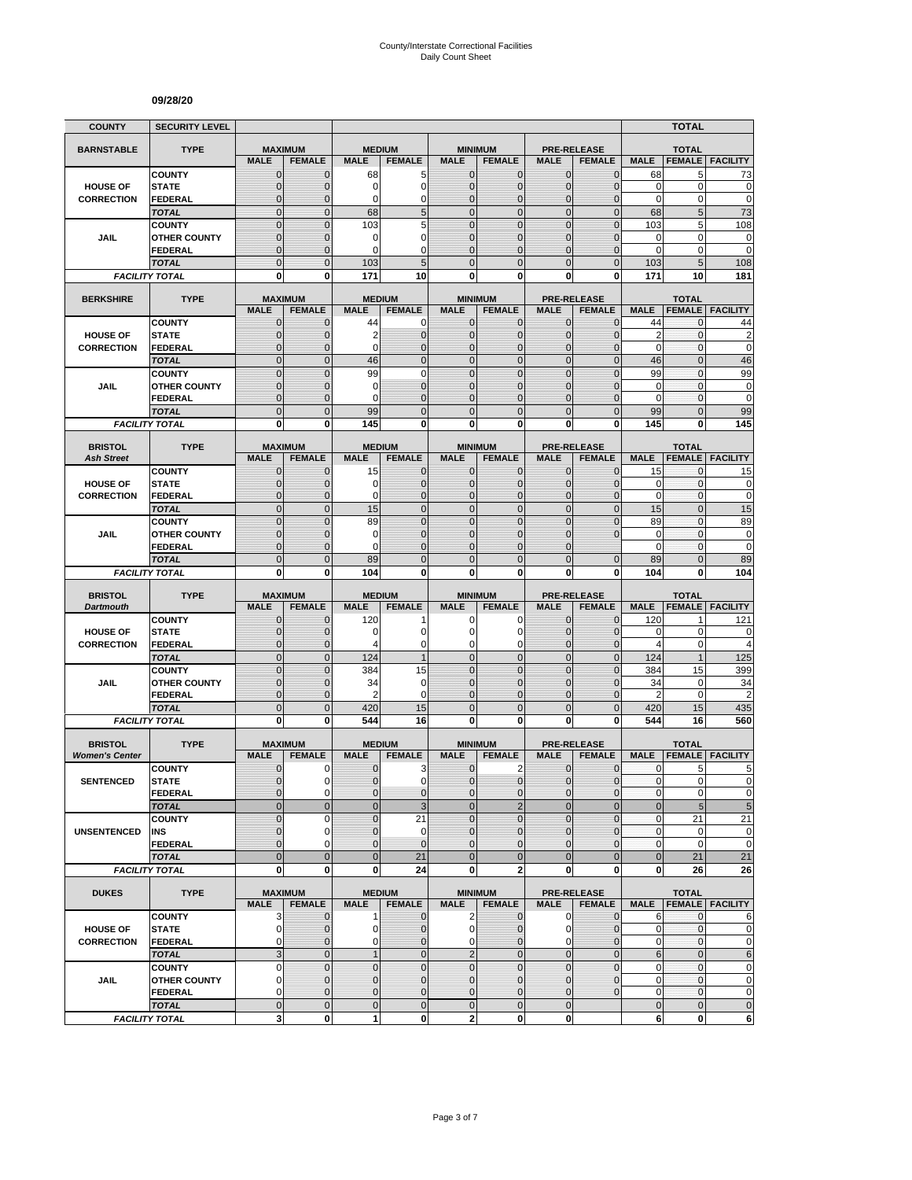County/Interstate Correctional Facilities
Daily Count Sheet

**09/28/20**

| COUNTY | SECURITY LEVEL | | | | | | | | | | TOTAL | |
|---|---|---|---|---|---|---|---|---|---|---|---|---|
| **BARNSTABLE** | **TYPE** | **MAXIMUM** | | **MEDIUM** | | **MINIMUM** | | **PRE-RELEASE** | | **TOTAL** | | |
| | | **MALE** | **FEMALE** | **MALE** | **FEMALE** | **MALE** | **FEMALE** | **MALE** | **FEMALE** | **MALE** | **FEMALE** | **FACILITY** |
| **HOUSE OF CORRECTION** | COUNTY | 0 | 0 | 68 | 5 | 0 | 0 | 0 | 0 | 68 | 5 | 73 |
| | STATE | 0 | 0 | 0 | 0 | 0 | 0 | 0 | 0 | 0 | 0 | 0 |
| | FEDERAL | 0 | 0 | 0 | 0 | 0 | 0 | 0 | 0 | 0 | 0 | 0 |
| | *TOTAL* | 0 | 0 | 68 | 5 | 0 | 0 | 0 | 0 | 68 | 5 | 73 |
| **JAIL** | COUNTY | 0 | 0 | 103 | 5 | 0 | 0 | 0 | 0 | 103 | 5 | 108 |
| | OTHER COUNTY | 0 | 0 | 0 | 0 | 0 | 0 | 0 | 0 | 0 | 0 | 0 |
| | FEDERAL | 0 | 0 | 0 | 0 | 0 | 0 | 0 | 0 | 0 | 0 | 0 |
| | *TOTAL* | 0 | 0 | 103 | 5 | 0 | 0 | 0 | 0 | 103 | 5 | 108 |
| *FACILITY TOTAL* | | **0** | **0** | **171** | **10** | **0** | **0** | **0** | **0** | **171** | **10** | **181** |

| **BERKSHIRE** | **TYPE** | **MAXIMUM** | | **MEDIUM** | | **MINIMUM** | | **PRE-RELEASE** | | **TOTAL** | | |
|---|---|---|---|---|---|---|---|---|---|---|---|---|
| | | **MALE** | **FEMALE** | **MALE** | **FEMALE** | **MALE** | **FEMALE** | **MALE** | **FEMALE** | **MALE** | **FEMALE** | **FACILITY** |
| **HOUSE OF CORRECTION** | COUNTY | 0 | 0 | 44 | 0 | 0 | 0 | 0 | 0 | 44 | 0 | 44 |
| | STATE | 0 | 0 | 2 | 0 | 0 | 0 | 0 | 0 | 2 | 0 | 2 |
| | FEDERAL | 0 | 0 | 0 | 0 | 0 | 0 | 0 | 0 | 0 | 0 | 0 |
| | *TOTAL* | 0 | 0 | 46 | 0 | 0 | 0 | 0 | 0 | 46 | 0 | 46 |
| **JAIL** | COUNTY | 0 | 0 | 99 | 0 | 0 | 0 | 0 | 0 | 99 | 0 | 99 |
| | OTHER COUNTY | 0 | 0 | 0 | 0 | 0 | 0 | 0 | 0 | 0 | 0 | 0 |
| | FEDERAL | 0 | 0 | 0 | 0 | 0 | 0 | 0 | 0 | 0 | 0 | 0 |
| | *TOTAL* | 0 | 0 | 99 | 0 | 0 | 0 | 0 | 0 | 99 | 0 | 99 |
| *FACILITY TOTAL* | | **0** | **0** | **145** | **0** | **0** | **0** | **0** | **0** | **145** | **0** | **145** |

| **BRISTOL** *Ash Street* | **TYPE** | **MAXIMUM** | | **MEDIUM** | | **MINIMUM** | | **PRE-RELEASE** | | **TOTAL** | | |
|---|---|---|---|---|---|---|---|---|---|---|---|---|
| | | **MALE** | **FEMALE** | **MALE** | **FEMALE** | **MALE** | **FEMALE** | **MALE** | **FEMALE** | **MALE** | **FEMALE** | **FACILITY** |
| **HOUSE OF CORRECTION** | COUNTY | 0 | 0 | 15 | 0 | 0 | 0 | 0 | 0 | 15 | 0 | 15 |
| | STATE | 0 | 0 | 0 | 0 | 0 | 0 | 0 | 0 | 0 | 0 | 0 |
| | FEDERAL | 0 | 0 | 0 | 0 | 0 | 0 | 0 | 0 | 0 | 0 | 0 |
| | *TOTAL* | 0 | 0 | 15 | 0 | 0 | 0 | 0 | 0 | 15 | 0 | 15 |
| **JAIL** | COUNTY | 0 | 0 | 89 | 0 | 0 | 0 | 0 | 0 | 89 | 0 | 89 |
| | OTHER COUNTY | 0 | 0 | 0 | 0 | 0 | 0 | 0 | 0 | 0 | 0 | 0 |
| | FEDERAL | 0 | 0 | 0 | 0 | 0 | 0 | 0 | | 0 | 0 | 0 |
| | *TOTAL* | 0 | 0 | 89 | 0 | 0 | 0 | 0 | 0 | 89 | 0 | 89 |
| *FACILITY TOTAL* | | **0** | **0** | **104** | **0** | **0** | **0** | **0** | **0** | **104** | **0** | **104** |

| **BRISTOL** *Dartmouth* | **TYPE** | **MAXIMUM** | | **MEDIUM** | | **MINIMUM** | | **PRE-RELEASE** | | **TOTAL** | | |
|---|---|---|---|---|---|---|---|---|---|---|---|---|
| | | **MALE** | **FEMALE** | **MALE** | **FEMALE** | **MALE** | **FEMALE** | **MALE** | **FEMALE** | **MALE** | **FEMALE** | **FACILITY** |
| **HOUSE OF CORRECTION** | COUNTY | 0 | 0 | 120 | 1 | 0 | 0 | 0 | 0 | 120 | 1 | 121 |
| | STATE | 0 | 0 | 0 | 0 | 0 | 0 | 0 | 0 | 0 | 0 | 0 |
| | FEDERAL | 0 | 0 | 4 | 0 | 0 | 0 | 0 | 0 | 4 | 0 | 4 |
| | *TOTAL* | 0 | 0 | 124 | 1 | 0 | 0 | 0 | 0 | 124 | 1 | 125 |
| **JAIL** | COUNTY | 0 | 0 | 384 | 15 | 0 | 0 | 0 | 0 | 384 | 15 | 399 |
| | OTHER COUNTY | 0 | 0 | 34 | 0 | 0 | 0 | 0 | 0 | 34 | 0 | 34 |
| | FEDERAL | 0 | 0 | 2 | 0 | 0 | 0 | 0 | 0 | 2 | 0 | 2 |
| | *TOTAL* | 0 | 0 | 420 | 15 | 0 | 0 | 0 | 0 | 420 | 15 | 435 |
| *FACILITY TOTAL* | | **0** | **0** | **544** | **16** | **0** | **0** | **0** | **0** | **544** | **16** | **560** |

| **BRISTOL** *Women's Center* | **TYPE** | **MAXIMUM** | | **MEDIUM** | | **MINIMUM** | | **PRE-RELEASE** | | **TOTAL** | | |
|---|---|---|---|---|---|---|---|---|---|---|---|---|
| | | **MALE** | **FEMALE** | **MALE** | **FEMALE** | **MALE** | **FEMALE** | **MALE** | **FEMALE** | **MALE** | **FEMALE** | **FACILITY** |
| **SENTENCED** | COUNTY | 0 | 0 | 0 | 3 | 0 | 2 | 0 | 0 | 0 | 5 | 5 |
| | STATE | 0 | 0 | 0 | 0 | 0 | 0 | 0 | 0 | 0 | 0 | 0 |
| | FEDERAL | 0 | 0 | 0 | 0 | 0 | 0 | 0 | 0 | 0 | 0 | 0 |
| | *TOTAL* | 0 | 0 | 0 | 3 | 0 | 2 | 0 | 0 | 0 | 5 | 5 |
| **UNSENTENCED** | COUNTY | 0 | 0 | 0 | 21 | 0 | 0 | 0 | 0 | 0 | 21 | 21 |
| | INS | 0 | 0 | 0 | 0 | 0 | 0 | 0 | 0 | 0 | 0 | 0 |
| | FEDERAL | 0 | 0 | 0 | 0 | 0 | 0 | 0 | 0 | 0 | 0 | 0 |
| | *TOTAL* | 0 | 0 | 0 | 21 | 0 | 0 | 0 | 0 | 0 | 21 | 21 |
| *FACILITY TOTAL* | | **0** | **0** | **0** | **24** | **0** | **2** | **0** | **0** | **0** | **26** | **26** |

| **DUKES** | **TYPE** | **MAXIMUM** | | **MEDIUM** | | **MINIMUM** | | **PRE-RELEASE** | | **TOTAL** | | |
|---|---|---|---|---|---|---|---|---|---|---|---|---|
| | | **MALE** | **FEMALE** | **MALE** | **FEMALE** | **MALE** | **FEMALE** | **MALE** | **FEMALE** | **MALE** | **FEMALE** | **FACILITY** |
| **HOUSE OF CORRECTION** | COUNTY | 3 | 0 | 1 | 0 | 2 | 0 | 0 | 0 | 6 | 0 | 6 |
| | STATE | 0 | 0 | 0 | 0 | 0 | 0 | 0 | 0 | 0 | 0 | 0 |
| | FEDERAL | 0 | 0 | 0 | 0 | 0 | 0 | 0 | 0 | 0 | 0 | 0 |
| | *TOTAL* | 3 | 0 | 1 | 0 | 2 | 0 | 0 | 0 | 6 | 0 | 6 |
| **JAIL** | COUNTY | 0 | 0 | 0 | 0 | 0 | 0 | 0 | 0 | 0 | 0 | 0 |
| | OTHER COUNTY | 0 | 0 | 0 | 0 | 0 | 0 | 0 | 0 | 0 | 0 | 0 |
| | FEDERAL | 0 | 0 | 0 | 0 | 0 | 0 | 0 | 0 | 0 | 0 | 0 |
| | *TOTAL* | 0 | 0 | 0 | 0 | 0 | 0 | 0 | | 0 | 0 | 0 |
| *FACILITY TOTAL* | | **3** | **0** | **1** | **0** | **2** | **0** | **0** | | **6** | **0** | **6** |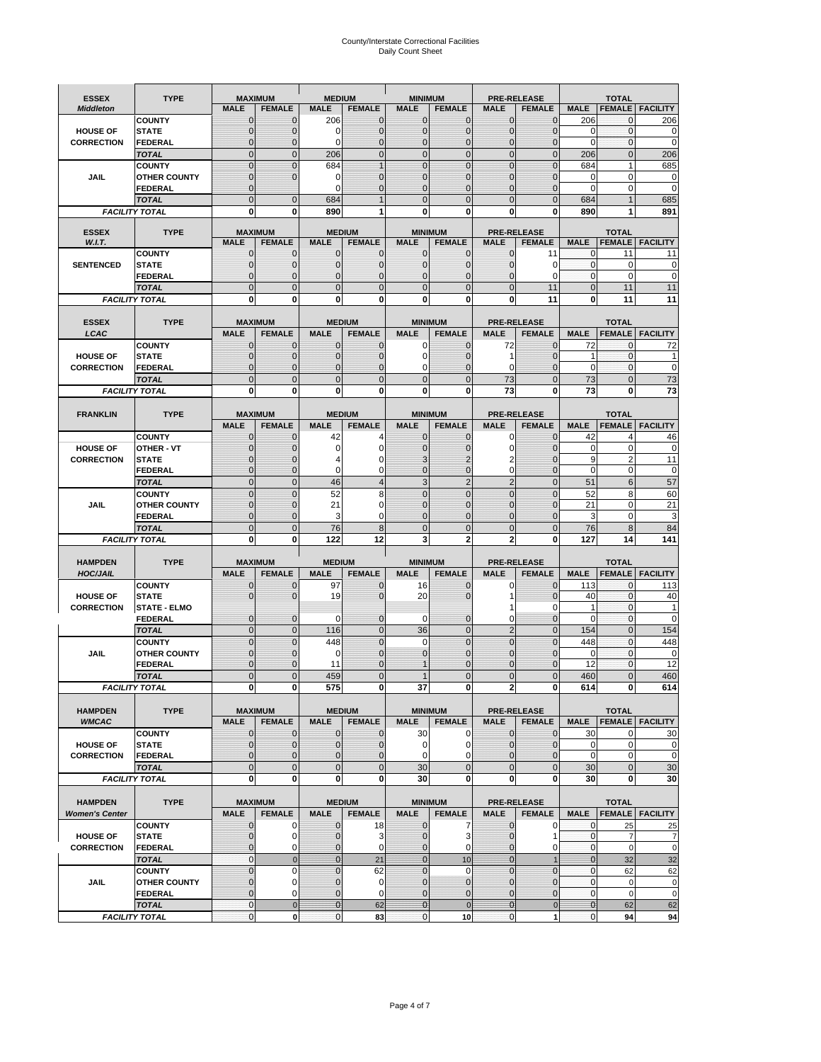# County/Interstate Correctional Facilities
## Daily Count Sheet

| ESSEX *Middleton* | TYPE | MAXIMUM | | MEDIUM | | MINIMUM | | PRE-RELEASE | | TOTAL | | |
|---|---|---|---|---|---|---|---|---|---|---|---|---|
| | | MALE | FEMALE | MALE | FEMALE | MALE | FEMALE | MALE | FEMALE | MALE | FEMALE | FACILITY |
| HOUSE OF CORRECTION | COUNTY | 0 | 0 | 206 | 0 | 0 | 0 | 0 | 0 | 206 | 0 | 206 |
| | STATE | 0 | 0 | 0 | 0 | 0 | 0 | 0 | 0 | 0 | 0 | 0 |
| | FEDERAL | 0 | 0 | 0 | 0 | 0 | 0 | 0 | 0 | 0 | 0 | 0 |
| | TOTAL | 0 | 0 | 206 | 0 | 0 | 0 | 0 | 0 | 206 | 0 | 206 |
| JAIL | COUNTY | 0 | 0 | 684 | 1 | 0 | 0 | 0 | 0 | 684 | 1 | 685 |
| | OTHER COUNTY | 0 | 0 | 0 | 0 | 0 | 0 | 0 | 0 | 0 | 0 | 0 |
| | FEDERAL | 0 | | 0 | 0 | 0 | 0 | 0 | 0 | 0 | 0 | 0 |
| | TOTAL | 0 | 0 | 684 | 1 | 0 | 0 | 0 | 0 | 684 | 1 | 685 |
| FACILITY TOTAL | | 0 | 0 | 890 | 1 | 0 | 0 | 0 | 0 | 890 | 1 | 891 |

| ESSEX *W.I.T.* | TYPE | MAXIMUM | | MEDIUM | | MINIMUM | | PRE-RELEASE | | TOTAL | | |
|---|---|---|---|---|---|---|---|---|---|---|---|---|
| | | MALE | FEMALE | MALE | FEMALE | MALE | FEMALE | MALE | FEMALE | MALE | FEMALE | FACILITY |
| SENTENCED | COUNTY | 0 | 0 | 0 | 0 | 0 | 0 | 0 | 11 | 0 | 11 | 11 |
| | STATE | 0 | 0 | 0 | 0 | 0 | 0 | 0 | 0 | 0 | 0 | 0 |
| | FEDERAL | 0 | 0 | 0 | 0 | 0 | 0 | 0 | 0 | 0 | 0 | 0 |
| | TOTAL | 0 | 0 | 0 | 0 | 0 | 0 | 0 | 11 | 0 | 11 | 11 |
| FACILITY TOTAL | | 0 | 0 | 0 | 0 | 0 | 0 | 0 | 11 | 0 | 11 | 11 |

| ESSEX *LCAC* | TYPE | MAXIMUM | | MEDIUM | | MINIMUM | | PRE-RELEASE | | TOTAL | | |
|---|---|---|---|---|---|---|---|---|---|---|---|---|
| | | MALE | FEMALE | MALE | FEMALE | MALE | FEMALE | MALE | FEMALE | MALE | FEMALE | FACILITY |
| HOUSE OF CORRECTION | COUNTY | 0 | 0 | 0 | 0 | 0 | 0 | 72 | 0 | 72 | 0 | 72 |
| | STATE | 0 | 0 | 0 | 0 | 0 | 0 | 1 | 0 | 1 | 0 | 1 |
| | FEDERAL | 0 | 0 | 0 | 0 | 0 | 0 | 0 | 0 | 0 | 0 | 0 |
| | TOTAL | 0 | 0 | 0 | 0 | 0 | 0 | 73 | 0 | 73 | 0 | 73 |
| FACILITY TOTAL | | 0 | 0 | 0 | 0 | 0 | 0 | 73 | 0 | 73 | 0 | 73 |

| FRANKLIN | TYPE | MAXIMUM | | MEDIUM | | MINIMUM | | PRE-RELEASE | | TOTAL | | |
|---|---|---|---|---|---|---|---|---|---|---|---|---|
| | | MALE | FEMALE | MALE | FEMALE | MALE | FEMALE | MALE | FEMALE | MALE | FEMALE | FACILITY |
| HOUSE OF CORRECTION | COUNTY | 0 | 0 | 42 | 4 | 0 | 0 | 0 | 0 | 42 | 4 | 46 |
| | OTHER - VT | 0 | 0 | 0 | 0 | 0 | 0 | 0 | 0 | 0 | 0 | 0 |
| | STATE | 0 | 0 | 4 | 0 | 3 | 2 | 2 | 0 | 9 | 2 | 11 |
| | FEDERAL | 0 | 0 | 0 | 0 | 0 | 0 | 0 | 0 | 0 | 0 | 0 |
| | TOTAL | 0 | 0 | 46 | 4 | 3 | 2 | 2 | 0 | 51 | 6 | 57 |
| JAIL | COUNTY | 0 | 0 | 52 | 8 | 0 | 0 | 0 | 0 | 52 | 8 | 60 |
| | OTHER COUNTY | 0 | 0 | 21 | 0 | 0 | 0 | 0 | 0 | 21 | 0 | 21 |
| | FEDERAL | 0 | 0 | 3 | 0 | 0 | 0 | 0 | 0 | 3 | 0 | 3 |
| | TOTAL | 0 | 0 | 76 | 8 | 0 | 0 | 0 | 0 | 76 | 8 | 84 |
| FACILITY TOTAL | | 0 | 0 | 122 | 12 | 3 | 2 | 2 | 0 | 127 | 14 | 141 |

| HAMPDEN *HOC/JAIL* | TYPE | MAXIMUM | | MEDIUM | | MINIMUM | | PRE-RELEASE | | TOTAL | | |
|---|---|---|---|---|---|---|---|---|---|---|---|---|
| | | MALE | FEMALE | MALE | FEMALE | MALE | FEMALE | MALE | FEMALE | MALE | FEMALE | FACILITY |
| HOUSE OF CORRECTION | COUNTY | 0 | 0 | 97 | 0 | 16 | 0 | 0 | 0 | 113 | 0 | 113 |
| | STATE | 0 | 0 | 19 | 0 | 20 | 0 | 1 | 0 | 40 | 0 | 40 |
| | STATE - ELMO | | | | | | | 1 | 0 | 1 | 0 | 1 |
| | FEDERAL | 0 | 0 | 0 | 0 | 0 | 0 | 0 | 0 | 0 | 0 | 0 |
| | TOTAL | 0 | 0 | 116 | 0 | 36 | 0 | 2 | 0 | 154 | 0 | 154 |
| JAIL | COUNTY | 0 | 0 | 448 | 0 | 0 | 0 | 0 | 0 | 448 | 0 | 448 |
| | OTHER COUNTY | 0 | 0 | 0 | 0 | 0 | 0 | 0 | 0 | 0 | 0 | 0 |
| | FEDERAL | 0 | 0 | 11 | 0 | 1 | 0 | 0 | 0 | 12 | 0 | 12 |
| | TOTAL | 0 | 0 | 459 | 0 | 1 | 0 | 0 | 0 | 460 | 0 | 460 |
| FACILITY TOTAL | | 0 | 0 | 575 | 0 | 37 | 0 | 2 | 0 | 614 | 0 | 614 |

| HAMPDEN *WMCAC* | TYPE | MAXIMUM | | MEDIUM | | MINIMUM | | PRE-RELEASE | | TOTAL | | |
|---|---|---|---|---|---|---|---|---|---|---|---|---|
| | | MALE | FEMALE | MALE | FEMALE | MALE | FEMALE | MALE | FEMALE | MALE | FEMALE | FACILITY |
| HOUSE OF CORRECTION | COUNTY | 0 | 0 | 0 | 0 | 30 | 0 | 0 | 0 | 30 | 0 | 30 |
| | STATE | 0 | 0 | 0 | 0 | 0 | 0 | 0 | 0 | 0 | 0 | 0 |
| | FEDERAL | 0 | 0 | 0 | 0 | 0 | 0 | 0 | 0 | 0 | 0 | 0 |
| | TOTAL | 0 | 0 | 0 | 0 | 30 | 0 | 0 | 0 | 30 | 0 | 30 |
| FACILITY TOTAL | | 0 | 0 | 0 | 0 | 30 | 0 | 0 | 0 | 30 | 0 | 30 |

| HAMPDEN *Women's Center* | TYPE | MAXIMUM | | MEDIUM | | MINIMUM | | PRE-RELEASE | | TOTAL | | |
|---|---|---|---|---|---|---|---|---|---|---|---|---|
| | | MALE | FEMALE | MALE | FEMALE | MALE | FEMALE | MALE | FEMALE | MALE | FEMALE | FACILITY |
| HOUSE OF CORRECTION | COUNTY | 0 | 0 | 0 | 18 | 0 | 7 | 0 | 0 | 0 | 25 | 25 |
| | STATE | 0 | 0 | 0 | 3 | 0 | 3 | 0 | 1 | 0 | 7 | 7 |
| | FEDERAL | 0 | 0 | 0 | 0 | 0 | 0 | 0 | 0 | 0 | 0 | 0 |
| | TOTAL | 0 | 0 | 0 | 21 | 0 | 10 | 0 | 1 | 0 | 32 | 32 |
| JAIL | COUNTY | 0 | 0 | 0 | 62 | 0 | 0 | 0 | 0 | 0 | 62 | 62 |
| | OTHER COUNTY | 0 | 0 | 0 | 0 | 0 | 0 | 0 | 0 | 0 | 0 | 0 |
| | FEDERAL | 0 | 0 | 0 | 0 | 0 | 0 | 0 | 0 | 0 | 0 | 0 |
| | TOTAL | 0 | 0 | 0 | 62 | 0 | 0 | 0 | 0 | 0 | 62 | 62 |
| FACILITY TOTAL | | 0 | 0 | 0 | 83 | 0 | 10 | 0 | 1 | 0 | 94 | 94 |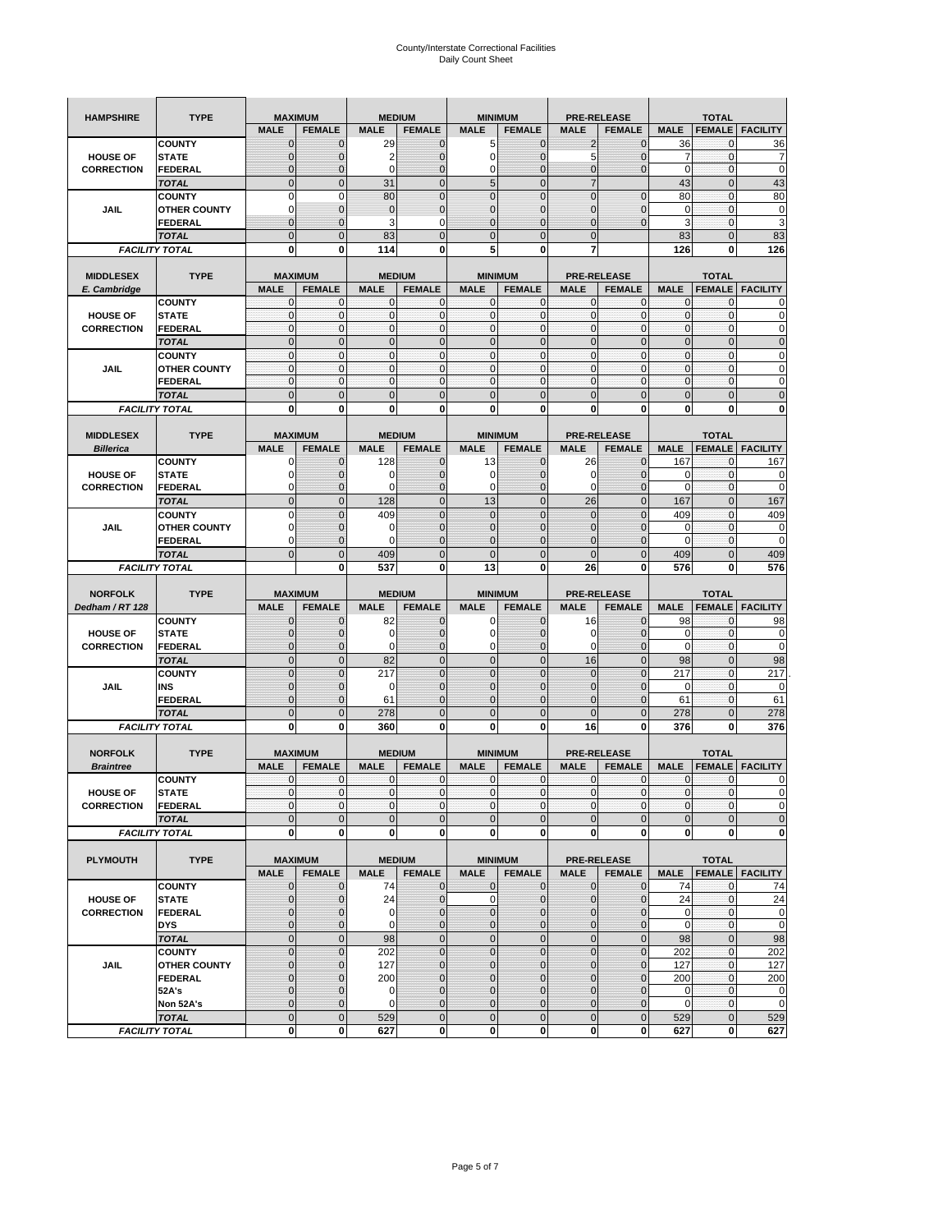# County/Interstate Correctional Facilities
Daily Count Sheet

| HAMPSHIRE | TYPE | MAXIMUM | | MEDIUM | | MINIMUM | | PRE-RELEASE | | TOTAL | | |
|---|---|---|---|---|---|---|---|---|---|---|---|---|
| | | MALE | FEMALE | MALE | FEMALE | MALE | FEMALE | MALE | FEMALE | MALE | FEMALE | FACILITY |
| HOUSE OF CORRECTION | COUNTY | 0 | 0 | 29 | 0 | 5 | 0 | 2 | 0 | 36 | 0 | 36 |
| | STATE | 0 | 0 | 2 | 0 | 0 | 0 | 5 | 0 | 7 | 0 | 7 |
| | FEDERAL | 0 | 0 | 0 | 0 | 0 | 0 | 0 | 0 | 0 | 0 | 0 |
| | TOTAL | 0 | 0 | 31 | 0 | 5 | 0 | 7 | | 43 | 0 | 43 |
| JAIL | COUNTY | 0 | 0 | 80 | 0 | 0 | 0 | 0 | 0 | 80 | 0 | 80 |
| | OTHER COUNTY | 0 | 0 | 0 | 0 | 0 | 0 | 0 | 0 | 0 | 0 | 0 |
| | FEDERAL | 0 | 0 | 3 | 0 | 0 | 0 | 0 | 0 | 3 | 0 | 3 |
| | TOTAL | 0 | 0 | 83 | 0 | 0 | 0 | 0 | | 83 | 0 | 83 |
| FACILITY TOTAL | | 0 | 0 | 114 | 0 | 5 | 0 | 7 | | 126 | 0 | 126 |

| MIDDLESEX E. Cambridge | TYPE | MAXIMUM | | MEDIUM | | MINIMUM | | PRE-RELEASE | | TOTAL | | |
|---|---|---|---|---|---|---|---|---|---|---|---|---|
| | | MALE | FEMALE | MALE | FEMALE | MALE | FEMALE | MALE | FEMALE | MALE | FEMALE | FACILITY |
| HOUSE OF CORRECTION | COUNTY | 0 | 0 | 0 | 0 | 0 | 0 | 0 | 0 | 0 | 0 | 0 |
| | STATE | 0 | 0 | 0 | 0 | 0 | 0 | 0 | 0 | 0 | 0 | 0 |
| | FEDERAL | 0 | 0 | 0 | 0 | 0 | 0 | 0 | 0 | 0 | 0 | 0 |
| | TOTAL | 0 | 0 | 0 | 0 | 0 | 0 | 0 | 0 | 0 | 0 | 0 |
| JAIL | COUNTY | 0 | 0 | 0 | 0 | 0 | 0 | 0 | 0 | 0 | 0 | 0 |
| | OTHER COUNTY | 0 | 0 | 0 | 0 | 0 | 0 | 0 | 0 | 0 | 0 | 0 |
| | FEDERAL | 0 | 0 | 0 | 0 | 0 | 0 | 0 | 0 | 0 | 0 | 0 |
| | TOTAL | 0 | 0 | 0 | 0 | 0 | 0 | 0 | 0 | 0 | 0 | 0 |
| FACILITY TOTAL | | 0 | 0 | 0 | 0 | 0 | 0 | 0 | 0 | 0 | 0 | 0 |

| MIDDLESEX Billerica | TYPE | MAXIMUM | | MEDIUM | | MINIMUM | | PRE-RELEASE | | TOTAL | | |
|---|---|---|---|---|---|---|---|---|---|---|---|---|
| | | MALE | FEMALE | MALE | FEMALE | MALE | FEMALE | MALE | FEMALE | MALE | FEMALE | FACILITY |
| HOUSE OF CORRECTION | COUNTY | 0 | 0 | 128 | 0 | 13 | 0 | 26 | 0 | 167 | 0 | 167 |
| | STATE | 0 | 0 | 0 | 0 | 0 | 0 | 0 | 0 | 0 | 0 | 0 |
| | FEDERAL | 0 | 0 | 0 | 0 | 0 | 0 | 0 | 0 | 0 | 0 | 0 |
| | TOTAL | 0 | 0 | 128 | 0 | 13 | 0 | 26 | 0 | 167 | 0 | 167 |
| JAIL | COUNTY | 0 | 0 | 409 | 0 | 0 | 0 | 0 | 0 | 409 | 0 | 409 |
| | OTHER COUNTY | 0 | 0 | 0 | 0 | 0 | 0 | 0 | 0 | 0 | 0 | 0 |
| | FEDERAL | 0 | 0 | 0 | 0 | 0 | 0 | 0 | 0 | 0 | 0 | 0 |
| | TOTAL | 0 | 0 | 409 | 0 | 0 | 0 | 0 | 0 | 409 | 0 | 409 |
| FACILITY TOTAL | | | 0 | 537 | 0 | 13 | 0 | 26 | 0 | 576 | 0 | 576 |

| NORFOLK Dedham / RT 128 | TYPE | MAXIMUM | | MEDIUM | | MINIMUM | | PRE-RELEASE | | TOTAL | | |
|---|---|---|---|---|---|---|---|---|---|---|---|---|
| | | MALE | FEMALE | MALE | FEMALE | MALE | FEMALE | MALE | FEMALE | MALE | FEMALE | FACILITY |
| HOUSE OF CORRECTION | COUNTY | 0 | 0 | 82 | 0 | 0 | 0 | 16 | 0 | 98 | 0 | 98 |
| | STATE | 0 | 0 | 0 | 0 | 0 | 0 | 0 | 0 | 0 | 0 | 0 |
| | FEDERAL | 0 | 0 | 0 | 0 | 0 | 0 | 0 | 0 | 0 | 0 | 0 |
| | TOTAL | 0 | 0 | 82 | 0 | 0 | 0 | 16 | 0 | 98 | 0 | 98 |
| JAIL | COUNTY | 0 | 0 | 217 | 0 | 0 | 0 | 0 | 0 | 217 | 0 | 217 |
| | INS | 0 | 0 | 0 | 0 | 0 | 0 | 0 | 0 | 0 | 0 | 0 |
| | FEDERAL | 0 | 0 | 61 | 0 | 0 | 0 | 0 | 0 | 61 | 0 | 61 |
| | TOTAL | 0 | 0 | 278 | 0 | 0 | 0 | 0 | 0 | 278 | 0 | 278 |
| FACILITY TOTAL | | 0 | 0 | 360 | 0 | 0 | 0 | 16 | 0 | 376 | 0 | 376 |

| NORFOLK Braintree | TYPE | MAXIMUM | | MEDIUM | | MINIMUM | | PRE-RELEASE | | TOTAL | | |
|---|---|---|---|---|---|---|---|---|---|---|---|---|
| | | MALE | FEMALE | MALE | FEMALE | MALE | FEMALE | MALE | FEMALE | MALE | FEMALE | FACILITY |
| HOUSE OF CORRECTION | COUNTY | 0 | 0 | 0 | 0 | 0 | 0 | 0 | 0 | 0 | 0 | 0 |
| | STATE | 0 | 0 | 0 | 0 | 0 | 0 | 0 | 0 | 0 | 0 | 0 |
| | FEDERAL | 0 | 0 | 0 | 0 | 0 | 0 | 0 | 0 | 0 | 0 | 0 |
| | TOTAL | 0 | 0 | 0 | 0 | 0 | 0 | 0 | 0 | 0 | 0 | 0 |
| FACILITY TOTAL | | 0 | 0 | 0 | 0 | 0 | 0 | 0 | 0 | 0 | 0 | 0 |

| PLYMOUTH | TYPE | MAXIMUM | | MEDIUM | | MINIMUM | | PRE-RELEASE | | TOTAL | | |
|---|---|---|---|---|---|---|---|---|---|---|---|---|
| | | MALE | FEMALE | MALE | FEMALE | MALE | FEMALE | MALE | FEMALE | MALE | FEMALE | FACILITY |
| HOUSE OF CORRECTION | COUNTY | 0 | 0 | 74 | 0 | 0 | 0 | 0 | 0 | 74 | 0 | 74 |
| | STATE | 0 | 0 | 24 | 0 | 0 | 0 | 0 | 0 | 24 | 0 | 24 |
| | FEDERAL | 0 | 0 | 0 | 0 | 0 | 0 | 0 | 0 | 0 | 0 | 0 |
| | DYS | 0 | 0 | 0 | 0 | 0 | 0 | 0 | 0 | 0 | 0 | 0 |
| | TOTAL | 0 | 0 | 98 | 0 | 0 | 0 | 0 | 0 | 98 | 0 | 98 |
| JAIL | COUNTY | 0 | 0 | 202 | 0 | 0 | 0 | 0 | 0 | 202 | 0 | 202 |
| | OTHER COUNTY | 0 | 0 | 127 | 0 | 0 | 0 | 0 | 0 | 127 | 0 | 127 |
| | FEDERAL | 0 | 0 | 200 | 0 | 0 | 0 | 0 | 0 | 200 | 0 | 200 |
| | 52A's | 0 | 0 | 0 | 0 | 0 | 0 | 0 | 0 | 0 | 0 | 0 |
| | Non 52A's | 0 | 0 | 0 | 0 | 0 | 0 | 0 | 0 | 0 | 0 | 0 |
| | TOTAL | 0 | 0 | 529 | 0 | 0 | 0 | 0 | 0 | 529 | 0 | 529 |
| FACILITY TOTAL | | 0 | 0 | 627 | 0 | 0 | 0 | 0 | 0 | 627 | 0 | 627 |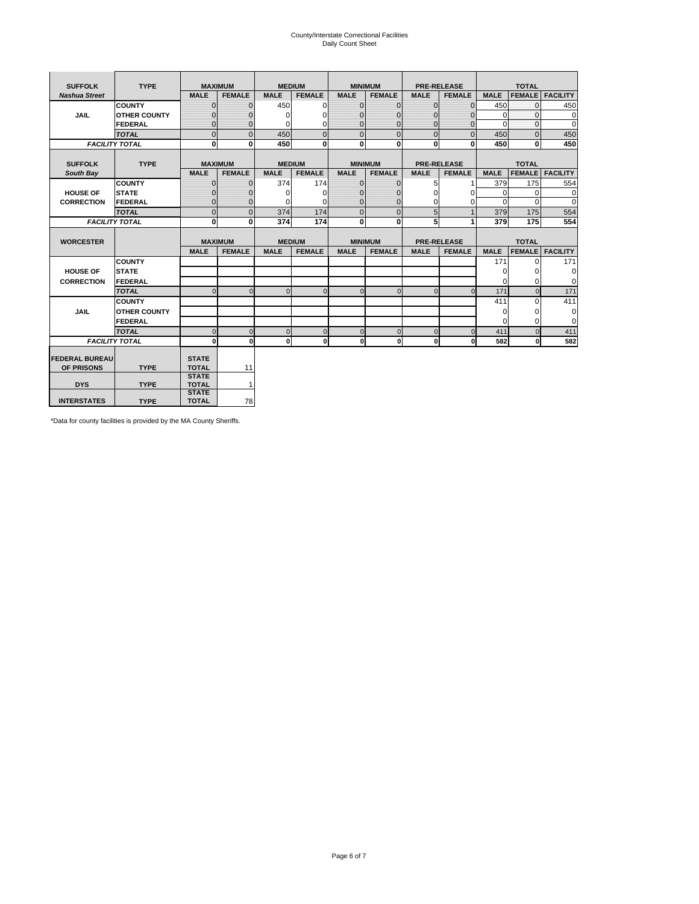# County/Interstate Correctional Facilities
## Daily Count Sheet

| SUFFOLK | TYPE | MAXIMUM | | MEDIUM | | MINIMUM | | PRE-RELEASE | | TOTAL | | |
|---|---|---|---|---|---|---|---|---|---|---|---|---|
| *Nashua Street* | | MALE | FEMALE | MALE | FEMALE | MALE | FEMALE | MALE | FEMALE | MALE | FEMALE | FACILITY |
| JAIL | COUNTY | 0 | 0 | 450 | 0 | 0 | 0 | 0 | 0 | 450 | 0 | 450 |
| | OTHER COUNTY | 0 | 0 | 0 | 0 | 0 | 0 | 0 | 0 | 0 | 0 | 0 |
| | FEDERAL | 0 | 0 | 0 | 0 | 0 | 0 | 0 | 0 | 0 | 0 | 0 |
| | *TOTAL* | 0 | 0 | 450 | 0 | 0 | 0 | 0 | 0 | 450 | 0 | 450 |
| *FACILITY TOTAL* | | 0 | 0 | 450 | 0 | 0 | 0 | 0 | 0 | 450 | 0 | 450 |

| SUFFOLK | TYPE | MAXIMUM | | MEDIUM | | MINIMUM | | PRE-RELEASE | | TOTAL | | |
|---|---|---|---|---|---|---|---|---|---|---|---|---|
| *South Bay* | | MALE | FEMALE | MALE | FEMALE | MALE | FEMALE | MALE | FEMALE | MALE | FEMALE | FACILITY |
| HOUSE OF CORRECTION | COUNTY | 0 | 0 | 374 | 174 | 0 | 0 | 5 | 1 | 379 | 175 | 554 |
| | STATE | 0 | 0 | 0 | 0 | 0 | 0 | 0 | 0 | 0 | 0 | 0 |
| | FEDERAL | 0 | 0 | 0 | 0 | 0 | 0 | 0 | 0 | 0 | 0 | 0 |
| | *TOTAL* | 0 | 0 | 374 | 174 | 0 | 0 | 5 | 1 | 379 | 175 | 554 |
| *FACILITY TOTAL* | | 0 | 0 | 374 | 174 | 0 | 0 | 5 | 1 | 379 | 175 | 554 |

| WORCESTER | | MAXIMUM | | MEDIUM | | MINIMUM | | PRE-RELEASE | | TOTAL | | |
|---|---|---|---|---|---|---|---|---|---|---|---|---|
| | | MALE | FEMALE | MALE | FEMALE | MALE | FEMALE | MALE | FEMALE | MALE | FEMALE | FACILITY |
| HOUSE OF CORRECTION | COUNTY | | | | | | | | | 171 | 0 | 171 |
| | STATE | | | | | | | | | 0 | 0 | 0 |
| | FEDERAL | | | | | | | | | 0 | 0 | 0 |
| | *TOTAL* | 0 | 0 | 0 | 0 | 0 | 0 | 0 | 0 | 171 | 0 | 171 |
| JAIL | COUNTY | | | | | | | | | 411 | 0 | 411 |
| | OTHER COUNTY | | | | | | | | | 0 | 0 | 0 |
| | FEDERAL | | | | | | | | | 0 | 0 | 0 |
| | *TOTAL* | 0 | 0 | 0 | 0 | 0 | 0 | 0 | 0 | 411 | 0 | 411 |
| *FACILITY TOTAL* | | 0 | 0 | 0 | 0 | 0 | 0 | 0 | 0 | 582 | 0 | 582 |

| | | | |
|---|---|---|---|
| FEDERAL BUREAU OF PRISONS | TYPE | STATE TOTAL | 11 |
| DYS | TYPE | STATE TOTAL | 1 |
| INTERSTATES | TYPE | STATE TOTAL | 78 |

*Data for county facilities is provided by the MA County Sheriffs.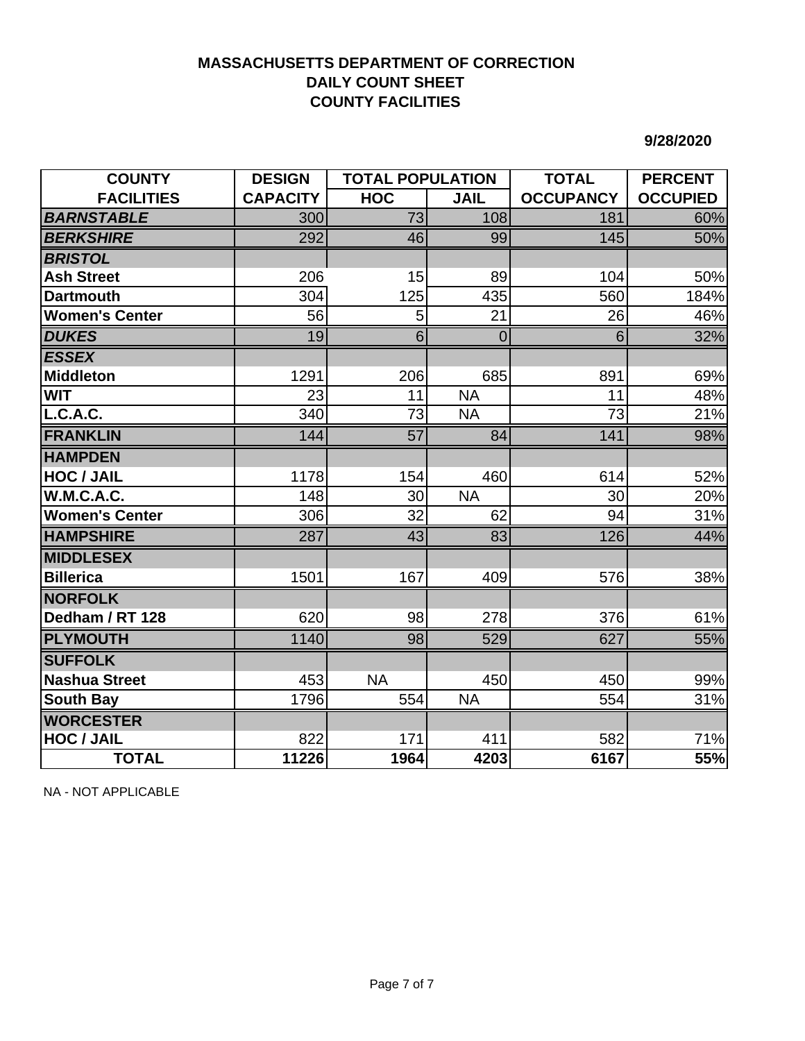# MASSACHUSETTS DEPARTMENT OF CORRECTION
## DAILY COUNT SHEET
## COUNTY FACILITIES

**9/28/2020**

| COUNTY FACILITIES | DESIGN CAPACITY | TOTAL POPULATION | | TOTAL OCCUPANCY | PERCENT OCCUPIED |
|---|---|---|---|---|---|
| | | HOC | JAIL | | |
| ***BARNSTABLE*** | 300 | 73 | 108 | 181 | 60% |
| ***BERKSHIRE*** | 292 | 46 | 99 | 145 | 50% |
| ***BRISTOL*** | | | | | |
| **Ash Street** | 206 | 15 | 89 | 104 | 50% |
| **Dartmouth** | 304 | 125 | 435 | 560 | 184% |
| **Women's Center** | 56 | 5 | 21 | 26 | 46% |
| ***DUKES*** | 19 | 6 | 0 | 6 | 32% |
| ***ESSEX*** | | | | | |
| **Middleton** | 1291 | 206 | 685 | 891 | 69% |
| **WIT** | 23 | 11 | NA | 11 | 48% |
| **L.C.A.C.** | 340 | 73 | NA | 73 | 21% |
| **FRANKLIN** | 144 | 57 | 84 | 141 | 98% |
| **HAMPDEN** | | | | | |
| **HOC / JAIL** | 1178 | 154 | 460 | 614 | 52% |
| **W.M.C.A.C.** | 148 | 30 | NA | 30 | 20% |
| **Women's Center** | 306 | 32 | 62 | 94 | 31% |
| **HAMPSHIRE** | 287 | 43 | 83 | 126 | 44% |
| **MIDDLESEX** | | | | | |
| **Billerica** | 1501 | 167 | 409 | 576 | 38% |
| **NORFOLK** | | | | | |
| **Dedham / RT 128** | 620 | 98 | 278 | 376 | 61% |
| **PLYMOUTH** | 1140 | 98 | 529 | 627 | 55% |
| **SUFFOLK** | | | | | |
| **Nashua Street** | 453 | NA | 450 | 450 | 99% |
| **South Bay** | 1796 | 554 | NA | 554 | 31% |
| **WORCESTER** | | | | | |
| **HOC / JAIL** | 822 | 171 | 411 | 582 | 71% |
| **TOTAL** | **11226** | **1964** | **4203** | **6167** | **55%** |

NA - NOT APPLICABLE